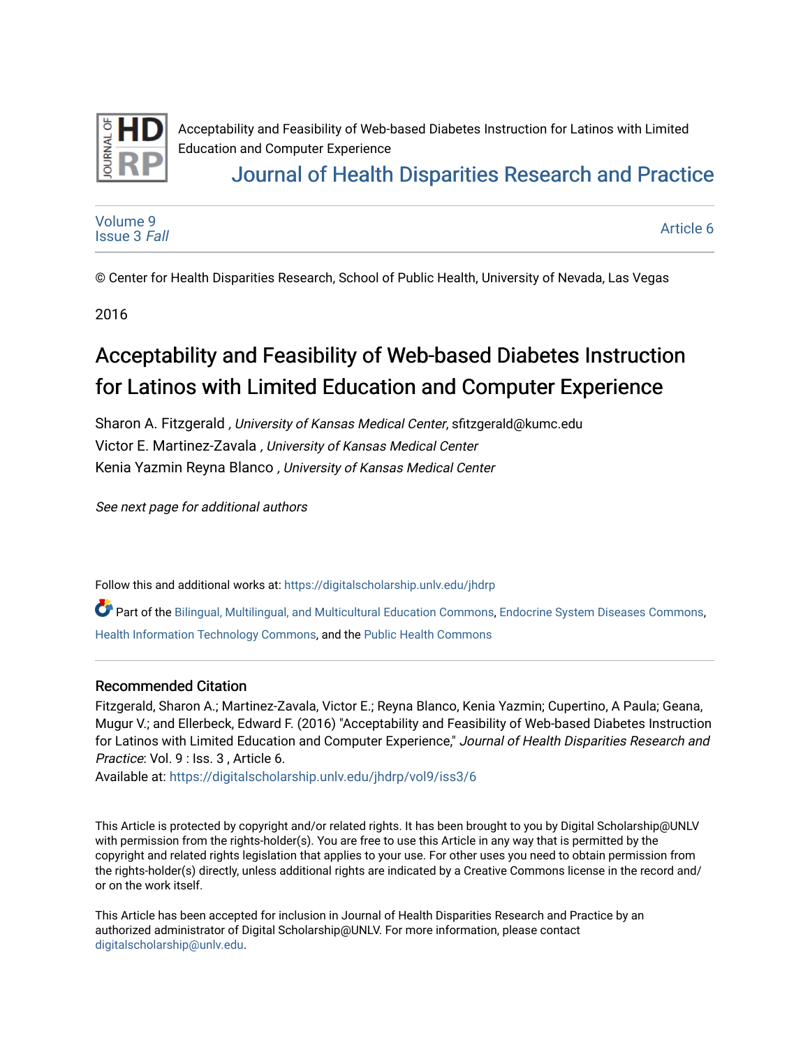Acceptability and Feasibility of Web-based Diabetes Instruction for Latinos with Limited Education and Computer Experience

Journal of Health Disparities Research and Practice

Volume 9
Issue 3 *Fall*

Article 6

© Center for Health Disparities Research, School of Public Health, University of Nevada, Las Vegas

2016

# Acceptability and Feasibility of Web-based Diabetes Instruction for Latinos with Limited Education and Computer Experience

Sharon A. Fitzgerald , *University of Kansas Medical Center*, sfitzgerald@kumc.edu
Victor E. Martinez-Zavala , *University of Kansas Medical Center*
Kenia Yazmin Reyna Blanco , *University of Kansas Medical Center*

*See next page for additional authors*

Follow this and additional works at: https://digitalscholarship.unlv.edu/jhdrp

Part of the Bilingual, Multilingual, and Multicultural Education Commons, Endocrine System Diseases Commons, Health Information Technology Commons, and the Public Health Commons

## Recommended Citation

Fitzgerald, Sharon A.; Martinez-Zavala, Victor E.; Reyna Blanco, Kenia Yazmin; Cupertino, A Paula; Geana, Mugur V.; and Ellerbeck, Edward F. (2016) "Acceptability and Feasibility of Web-based Diabetes Instruction for Latinos with Limited Education and Computer Experience," *Journal of Health Disparities Research and Practice*: Vol. 9 : Iss. 3 , Article 6.
Available at: https://digitalscholarship.unlv.edu/jhdrp/vol9/iss3/6

This Article is protected by copyright and/or related rights. It has been brought to you by Digital Scholarship@UNLV with permission from the rights-holder(s). You are free to use this Article in any way that is permitted by the copyright and related rights legislation that applies to your use. For other uses you need to obtain permission from the rights-holder(s) directly, unless additional rights are indicated by a Creative Commons license in the record and/or on the work itself.

This Article has been accepted for inclusion in Journal of Health Disparities Research and Practice by an authorized administrator of Digital Scholarship@UNLV. For more information, please contact digitalscholarship@unlv.edu.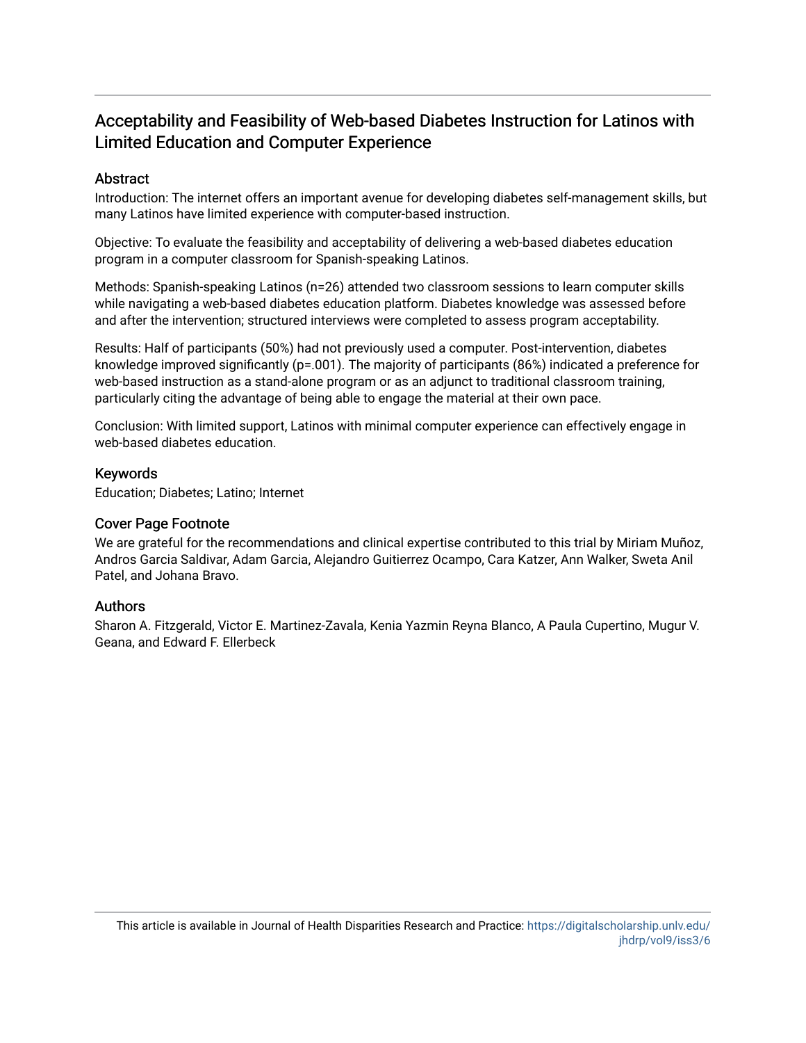# Acceptability and Feasibility of Web-based Diabetes Instruction for Latinos with Limited Education and Computer Experience

## Abstract

Introduction: The internet offers an important avenue for developing diabetes self-management skills, but many Latinos have limited experience with computer-based instruction.

Objective: To evaluate the feasibility and acceptability of delivering a web-based diabetes education program in a computer classroom for Spanish-speaking Latinos.

Methods: Spanish-speaking Latinos (n=26) attended two classroom sessions to learn computer skills while navigating a web-based diabetes education platform. Diabetes knowledge was assessed before and after the intervention; structured interviews were completed to assess program acceptability.

Results: Half of participants (50%) had not previously used a computer. Post-intervention, diabetes knowledge improved significantly (p=.001). The majority of participants (86%) indicated a preference for web-based instruction as a stand-alone program or as an adjunct to traditional classroom training, particularly citing the advantage of being able to engage the material at their own pace.

Conclusion: With limited support, Latinos with minimal computer experience can effectively engage in web-based diabetes education.

## Keywords

Education; Diabetes; Latino; Internet

## Cover Page Footnote

We are grateful for the recommendations and clinical expertise contributed to this trial by Miriam Muñoz, Andros Garcia Saldivar, Adam Garcia, Alejandro Guitierrez Ocampo, Cara Katzer, Ann Walker, Sweta Anil Patel, and Johana Bravo.

## Authors

Sharon A. Fitzgerald, Victor E. Martinez-Zavala, Kenia Yazmin Reyna Blanco, A Paula Cupertino, Mugur V. Geana, and Edward F. Ellerbeck

This article is available in Journal of Health Disparities Research and Practice: https://digitalscholarship.unlv.edu/jhdrp/vol9/iss3/6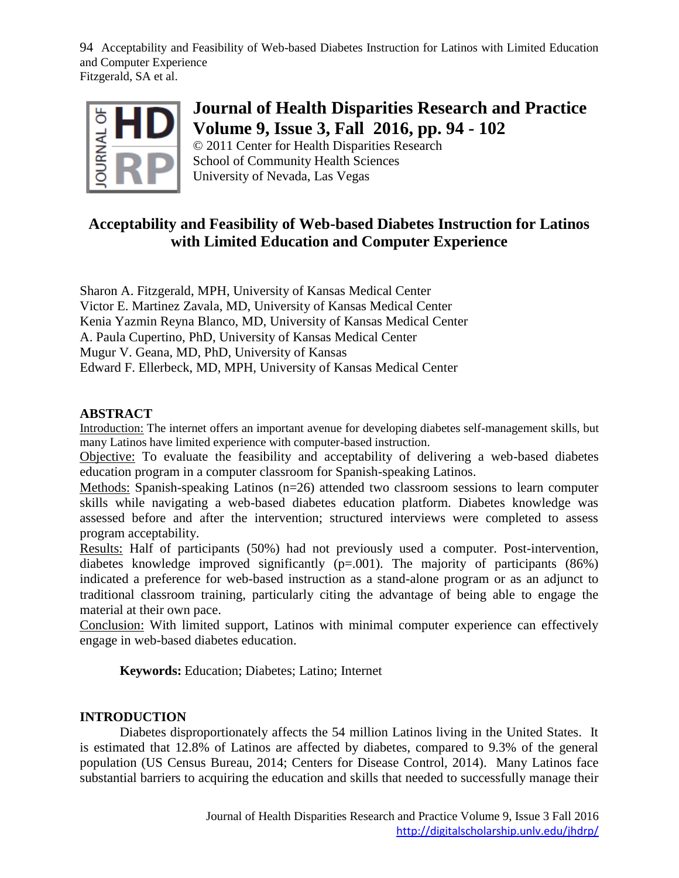# Acceptability and Feasibility of Web-based Diabetes Instruction for Latinos with Limited Education and Computer Experience

Sharon A. Fitzgerald, MPH, University of Kansas Medical Center
Victor E. Martinez Zavala, MD, University of Kansas Medical Center
Kenia Yazmin Reyna Blanco, MD, University of Kansas Medical Center
A. Paula Cupertino, PhD, University of Kansas Medical Center
Mugur V. Geana, MD, PhD, University of Kansas
Edward F. Ellerbeck, MD, MPH, University of Kansas Medical Center

## ABSTRACT

Introduction: The internet offers an important avenue for developing diabetes self-management skills, but many Latinos have limited experience with computer-based instruction.

Objective: To evaluate the feasibility and acceptability of delivering a web-based diabetes education program in a computer classroom for Spanish-speaking Latinos.

Methods: Spanish-speaking Latinos (n=26) attended two classroom sessions to learn computer skills while navigating a web-based diabetes education platform. Diabetes knowledge was assessed before and after the intervention; structured interviews were completed to assess program acceptability.

Results: Half of participants (50%) had not previously used a computer. Post-intervention, diabetes knowledge improved significantly (p=.001). The majority of participants (86%) indicated a preference for web-based instruction as a stand-alone program or as an adjunct to traditional classroom training, particularly citing the advantage of being able to engage the material at their own pace.

Conclusion: With limited support, Latinos with minimal computer experience can effectively engage in web-based diabetes education.

**Keywords:** Education; Diabetes; Latino; Internet

## INTRODUCTION

Diabetes disproportionately affects the 54 million Latinos living in the United States. It is estimated that 12.8% of Latinos are affected by diabetes, compared to 9.3% of the general population (US Census Bureau, 2014; Centers for Disease Control, 2014). Many Latinos face substantial barriers to acquiring the education and skills that needed to successfully manage their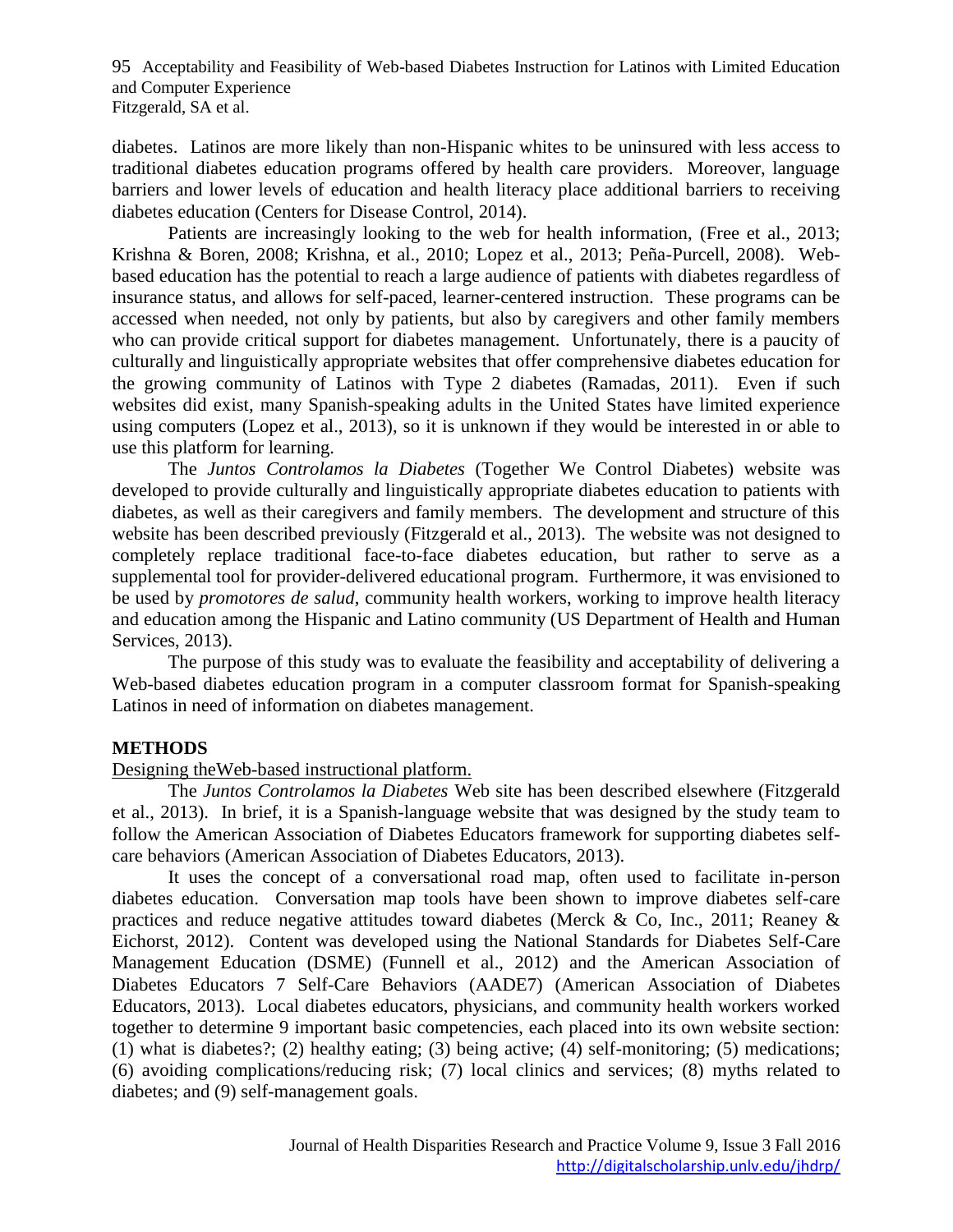diabetes. Latinos are more likely than non-Hispanic whites to be uninsured with less access to traditional diabetes education programs offered by health care providers. Moreover, language barriers and lower levels of education and health literacy place additional barriers to receiving diabetes education (Centers for Disease Control, 2014).

Patients are increasingly looking to the web for health information, (Free et al., 2013; Krishna & Boren, 2008; Krishna, et al., 2010; Lopez et al., 2013; Peña-Purcell, 2008). Web-based education has the potential to reach a large audience of patients with diabetes regardless of insurance status, and allows for self-paced, learner-centered instruction. These programs can be accessed when needed, not only by patients, but also by caregivers and other family members who can provide critical support for diabetes management. Unfortunately, there is a paucity of culturally and linguistically appropriate websites that offer comprehensive diabetes education for the growing community of Latinos with Type 2 diabetes (Ramadas, 2011). Even if such websites did exist, many Spanish-speaking adults in the United States have limited experience using computers (Lopez et al., 2013), so it is unknown if they would be interested in or able to use this platform for learning.

The *Juntos Controlamos la Diabetes* (Together We Control Diabetes) website was developed to provide culturally and linguistically appropriate diabetes education to patients with diabetes, as well as their caregivers and family members. The development and structure of this website has been described previously (Fitzgerald et al., 2013). The website was not designed to completely replace traditional face-to-face diabetes education, but rather to serve as a supplemental tool for provider-delivered educational program. Furthermore, it was envisioned to be used by *promotores de salud*, community health workers, working to improve health literacy and education among the Hispanic and Latino community (US Department of Health and Human Services, 2013).

The purpose of this study was to evaluate the feasibility and acceptability of delivering a Web-based diabetes education program in a computer classroom format for Spanish-speaking Latinos in need of information on diabetes management.

## METHODS

Designing theWeb-based instructional platform.

The *Juntos Controlamos la Diabetes* Web site has been described elsewhere (Fitzgerald et al., 2013). In brief, it is a Spanish-language website that was designed by the study team to follow the American Association of Diabetes Educators framework for supporting diabetes self-care behaviors (American Association of Diabetes Educators, 2013).

It uses the concept of a conversational road map, often used to facilitate in-person diabetes education. Conversation map tools have been shown to improve diabetes self-care practices and reduce negative attitudes toward diabetes (Merck & Co, Inc., 2011; Reaney & Eichorst, 2012). Content was developed using the National Standards for Diabetes Self-Care Management Education (DSME) (Funnell et al., 2012) and the American Association of Diabetes Educators 7 Self-Care Behaviors (AADE7) (American Association of Diabetes Educators, 2013). Local diabetes educators, physicians, and community health workers worked together to determine 9 important basic competencies, each placed into its own website section: (1) what is diabetes?; (2) healthy eating; (3) being active; (4) self-monitoring; (5) medications; (6) avoiding complications/reducing risk; (7) local clinics and services; (8) myths related to diabetes; and (9) self-management goals.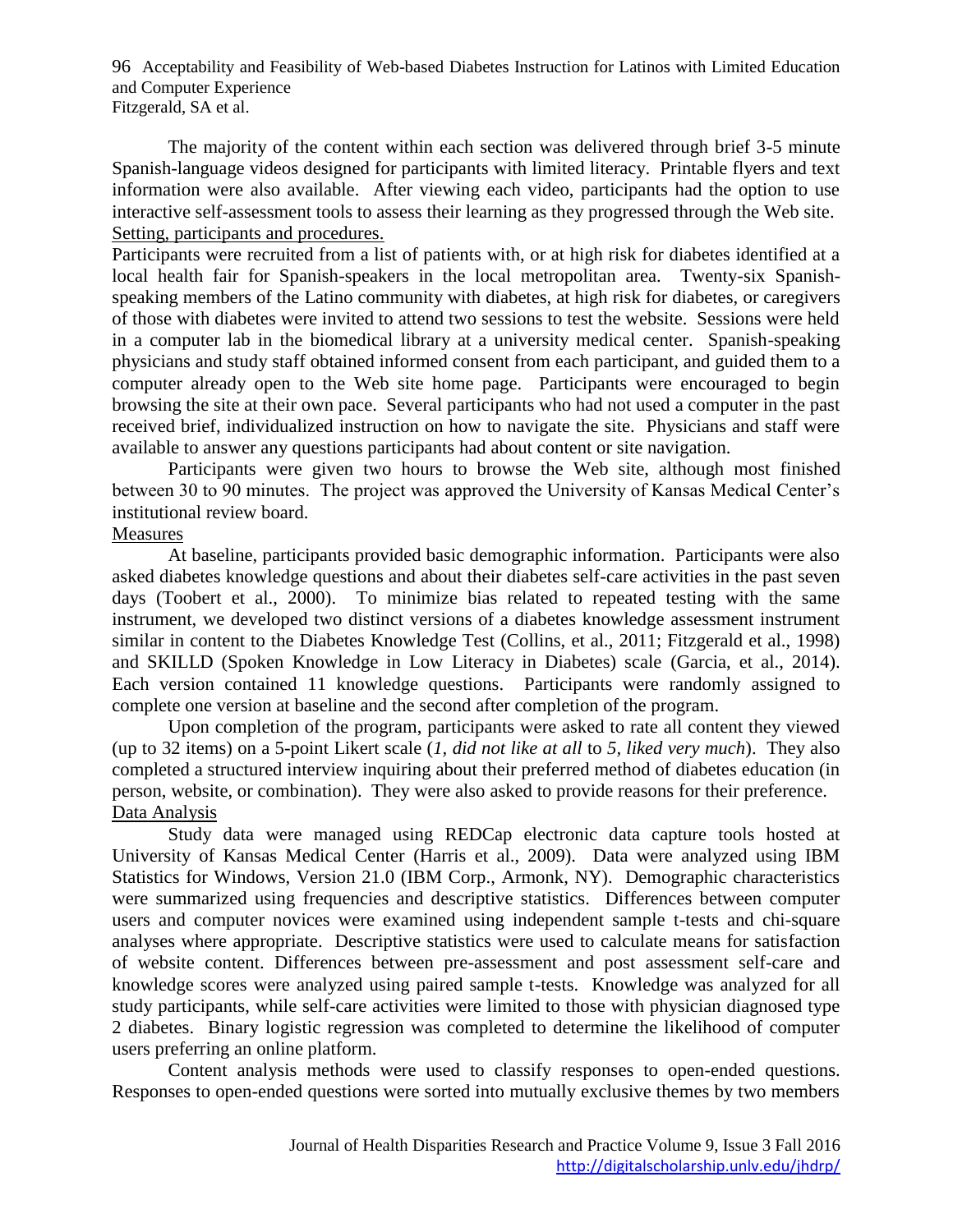The majority of the content within each section was delivered through brief 3-5 minute Spanish-language videos designed for participants with limited literacy. Printable flyers and text information were also available. After viewing each video, participants had the option to use interactive self-assessment tools to assess their learning as they progressed through the Web site.

### Setting, participants and procedures.

Participants were recruited from a list of patients with, or at high risk for diabetes identified at a local health fair for Spanish-speakers in the local metropolitan area. Twenty-six Spanish-speaking members of the Latino community with diabetes, at high risk for diabetes, or caregivers of those with diabetes were invited to attend two sessions to test the website. Sessions were held in a computer lab in the biomedical library at a university medical center. Spanish-speaking physicians and study staff obtained informed consent from each participant, and guided them to a computer already open to the Web site home page. Participants were encouraged to begin browsing the site at their own pace. Several participants who had not used a computer in the past received brief, individualized instruction on how to navigate the site. Physicians and staff were available to answer any questions participants had about content or site navigation.

Participants were given two hours to browse the Web site, although most finished between 30 to 90 minutes. The project was approved the University of Kansas Medical Center's institutional review board.

### Measures

At baseline, participants provided basic demographic information. Participants were also asked diabetes knowledge questions and about their diabetes self-care activities in the past seven days (Toobert et al., 2000). To minimize bias related to repeated testing with the same instrument, we developed two distinct versions of a diabetes knowledge assessment instrument similar in content to the Diabetes Knowledge Test (Collins, et al., 2011; Fitzgerald et al., 1998) and SKILLD (Spoken Knowledge in Low Literacy in Diabetes) scale (Garcia, et al., 2014). Each version contained 11 knowledge questions. Participants were randomly assigned to complete one version at baseline and the second after completion of the program.

Upon completion of the program, participants were asked to rate all content they viewed (up to 32 items) on a 5-point Likert scale (*1, did not like at all* to *5, liked very much*). They also completed a structured interview inquiring about their preferred method of diabetes education (in person, website, or combination). They were also asked to provide reasons for their preference.

### Data Analysis

Study data were managed using REDCap electronic data capture tools hosted at University of Kansas Medical Center (Harris et al., 2009). Data were analyzed using IBM Statistics for Windows, Version 21.0 (IBM Corp., Armonk, NY). Demographic characteristics were summarized using frequencies and descriptive statistics. Differences between computer users and computer novices were examined using independent sample t-tests and chi-square analyses where appropriate. Descriptive statistics were used to calculate means for satisfaction of website content. Differences between pre-assessment and post assessment self-care and knowledge scores were analyzed using paired sample t-tests. Knowledge was analyzed for all study participants, while self-care activities were limited to those with physician diagnosed type 2 diabetes. Binary logistic regression was completed to determine the likelihood of computer users preferring an online platform.

Content analysis methods were used to classify responses to open-ended questions. Responses to open-ended questions were sorted into mutually exclusive themes by two members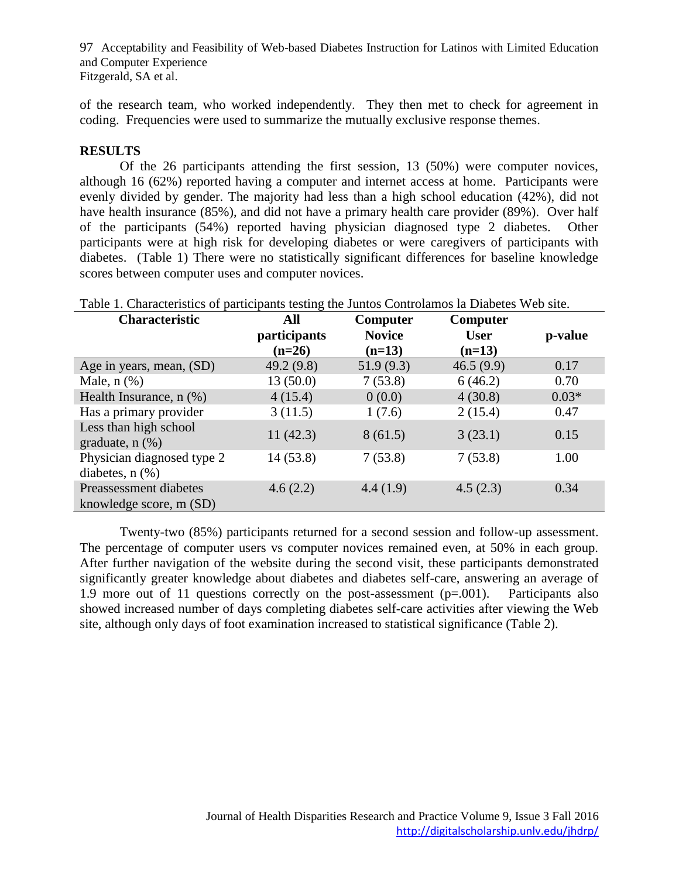of the research team, who worked independently. They then met to check for agreement in coding. Frequencies were used to summarize the mutually exclusive response themes.

## RESULTS

Of the 26 participants attending the first session, 13 (50%) were computer novices, although 16 (62%) reported having a computer and internet access at home. Participants were evenly divided by gender. The majority had less than a high school education (42%), did not have health insurance (85%), and did not have a primary health care provider (89%). Over half of the participants (54%) reported having physician diagnosed type 2 diabetes. Other participants were at high risk for developing diabetes or were caregivers of participants with diabetes. (Table 1) There were no statistically significant differences for baseline knowledge scores between computer uses and computer novices.

Table 1. Characteristics of participants testing the Juntos Controlamos la Diabetes Web site.

| Characteristic | All participants (n=26) | Computer Novice (n=13) | Computer User (n=13) | p-value |
|---|---|---|---|---|
| Age in years, mean, (SD) | 49.2 (9.8) | 51.9 (9.3) | 46.5 (9.9) | 0.17 |
| Male, n (%) | 13 (50.0) | 7 (53.8) | 6 (46.2) | 0.70 |
| Health Insurance, n (%) | 4 (15.4) | 0 (0.0) | 4 (30.8) | 0.03* |
| Has a primary provider | 3 (11.5) | 1 (7.6) | 2 (15.4) | 0.47 |
| Less than high school graduate, n (%) | 11 (42.3) | 8 (61.5) | 3 (23.1) | 0.15 |
| Physician diagnosed type 2 diabetes, n (%) | 14 (53.8) | 7 (53.8) | 7 (53.8) | 1.00 |
| Preassessment diabetes knowledge score, m (SD) | 4.6 (2.2) | 4.4 (1.9) | 4.5 (2.3) | 0.34 |

Twenty-two (85%) participants returned for a second session and follow-up assessment. The percentage of computer users vs computer novices remained even, at 50% in each group. After further navigation of the website during the second visit, these participants demonstrated significantly greater knowledge about diabetes and diabetes self-care, answering an average of 1.9 more out of 11 questions correctly on the post-assessment (p=.001). Participants also showed increased number of days completing diabetes self-care activities after viewing the Web site, although only days of foot examination increased to statistical significance (Table 2).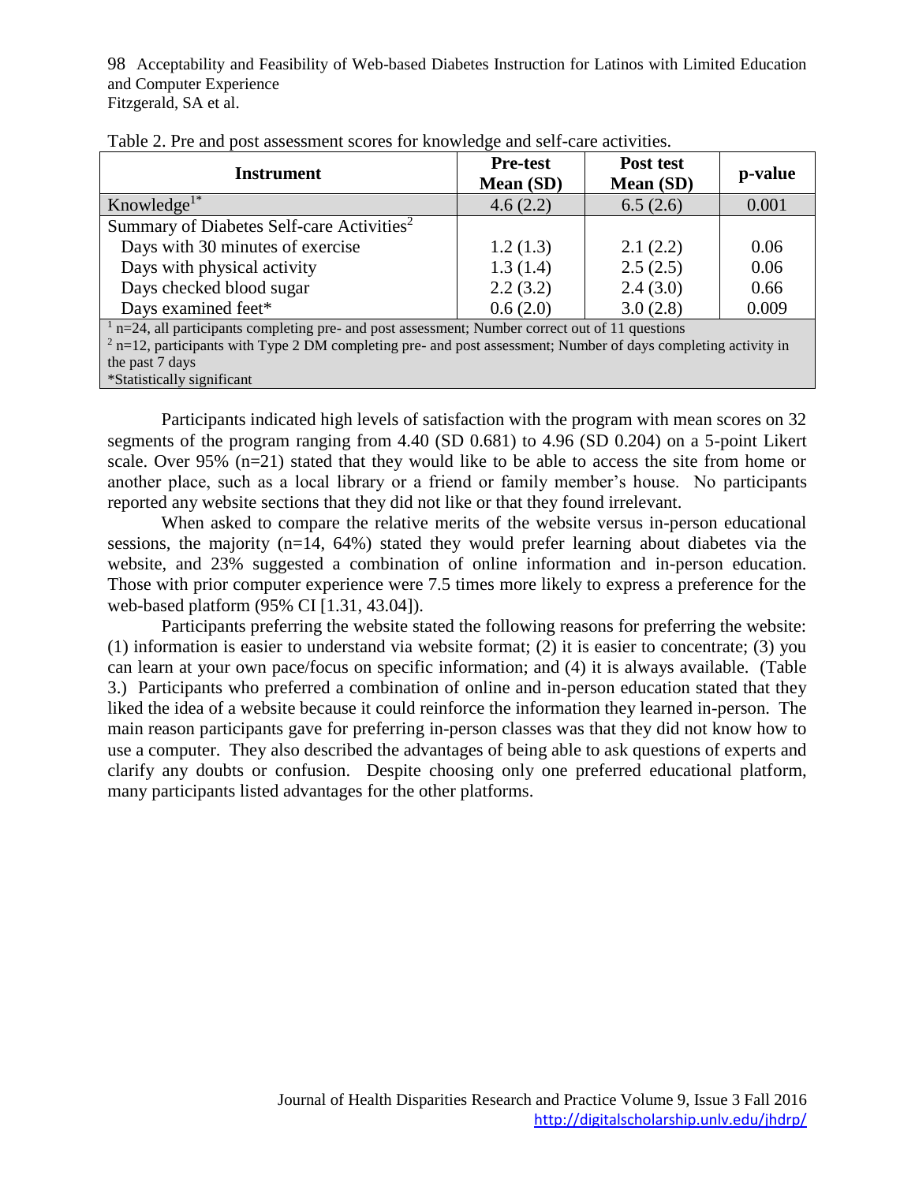Table 2. Pre and post assessment scores for knowledge and self-care activities.

| Instrument | Pre-test Mean (SD) | Post test Mean (SD) | p-value |
| --- | --- | --- | --- |
| Knowledge[1*] | 4.6 (2.2) | 6.5 (2.6) | 0.001 |
| Summary of Diabetes Self-care Activities[2] | | | |
| Days with 30 minutes of exercise | 1.2 (1.3) | 2.1 (2.2) | 0.06 |
| Days with physical activity | 1.3 (1.4) | 2.5 (2.5) | 0.06 |
| Days checked blood sugar | 2.2 (3.2) | 2.4 (3.0) | 0.66 |
| Days examined feet* | 0.6 (2.0) | 3.0 (2.8) | 0.009 |

[1] n=24, all participants completing pre- and post assessment; Number correct out of 11 questions
[2] n=12, participants with Type 2 DM completing pre- and post assessment; Number of days completing activity in the past 7 days
*Statistically significant

Participants indicated high levels of satisfaction with the program with mean scores on 32 segments of the program ranging from 4.40 (SD 0.681) to 4.96 (SD 0.204) on a 5-point Likert scale. Over 95% (n=21) stated that they would like to be able to access the site from home or another place, such as a local library or a friend or family member's house. No participants reported any website sections that they did not like or that they found irrelevant.

When asked to compare the relative merits of the website versus in-person educational sessions, the majority (n=14, 64%) stated they would prefer learning about diabetes via the website, and 23% suggested a combination of online information and in-person education. Those with prior computer experience were 7.5 times more likely to express a preference for the web-based platform (95% CI [1.31, 43.04]).

Participants preferring the website stated the following reasons for preferring the website: (1) information is easier to understand via website format; (2) it is easier to concentrate; (3) you can learn at your own pace/focus on specific information; and (4) it is always available. (Table 3.) Participants who preferred a combination of online and in-person education stated that they liked the idea of a website because it could reinforce the information they learned in-person. The main reason participants gave for preferring in-person classes was that they did not know how to use a computer. They also described the advantages of being able to ask questions of experts and clarify any doubts or confusion. Despite choosing only one preferred educational platform, many participants listed advantages for the other platforms.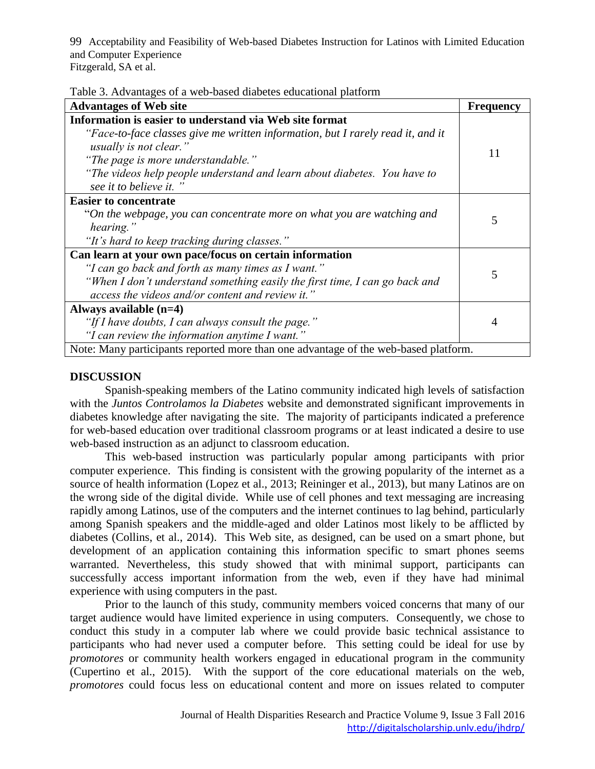Table 3. Advantages of a web-based diabetes educational platform

| Advantages of Web site | Frequency |
|---|---|
| **Information is easier to understand via Web site format**<br>*"Face-to-face classes give me written information, but I rarely read it, and it usually is not clear."*<br>*"The page is more understandable."*<br>*"The videos help people understand and learn about diabetes. You have to see it to believe it. "* | 11 |
| **Easier to concentrate**<br>"*On the webpage, you can concentrate more on what you are watching and hearing."*<br>*"It's hard to keep tracking during classes."* | 5 |
| **Can learn at your own pace/focus on certain information**<br>*"I can go back and forth as many times as I want."*<br>*"When I don't understand something easily the first time, I can go back and access the videos and/or content and review it."* | 5 |
| **Always available (n=4)**<br>*"If I have doubts, I can always consult the page."*<br>*"I can review the information anytime I want."* | 4 |
| Note: Many participants reported more than one advantage of the web-based platform. | |

## DISCUSSION

Spanish-speaking members of the Latino community indicated high levels of satisfaction with the *Juntos Controlamos la Diabetes* website and demonstrated significant improvements in diabetes knowledge after navigating the site. The majority of participants indicated a preference for web-based education over traditional classroom programs or at least indicated a desire to use web-based instruction as an adjunct to classroom education.

This web-based instruction was particularly popular among participants with prior computer experience. This finding is consistent with the growing popularity of the internet as a source of health information (Lopez et al., 2013; Reininger et al., 2013), but many Latinos are on the wrong side of the digital divide. While use of cell phones and text messaging are increasing rapidly among Latinos, use of the computers and the internet continues to lag behind, particularly among Spanish speakers and the middle-aged and older Latinos most likely to be afflicted by diabetes (Collins, et al., 2014). This Web site, as designed, can be used on a smart phone, but development of an application containing this information specific to smart phones seems warranted. Nevertheless, this study showed that with minimal support, participants can successfully access important information from the web, even if they have had minimal experience with using computers in the past.

Prior to the launch of this study, community members voiced concerns that many of our target audience would have limited experience in using computers. Consequently, we chose to conduct this study in a computer lab where we could provide basic technical assistance to participants who had never used a computer before. This setting could be ideal for use by *promotores* or community health workers engaged in educational program in the community (Cupertino et al., 2015). With the support of the core educational materials on the web, *promotores* could focus less on educational content and more on issues related to computer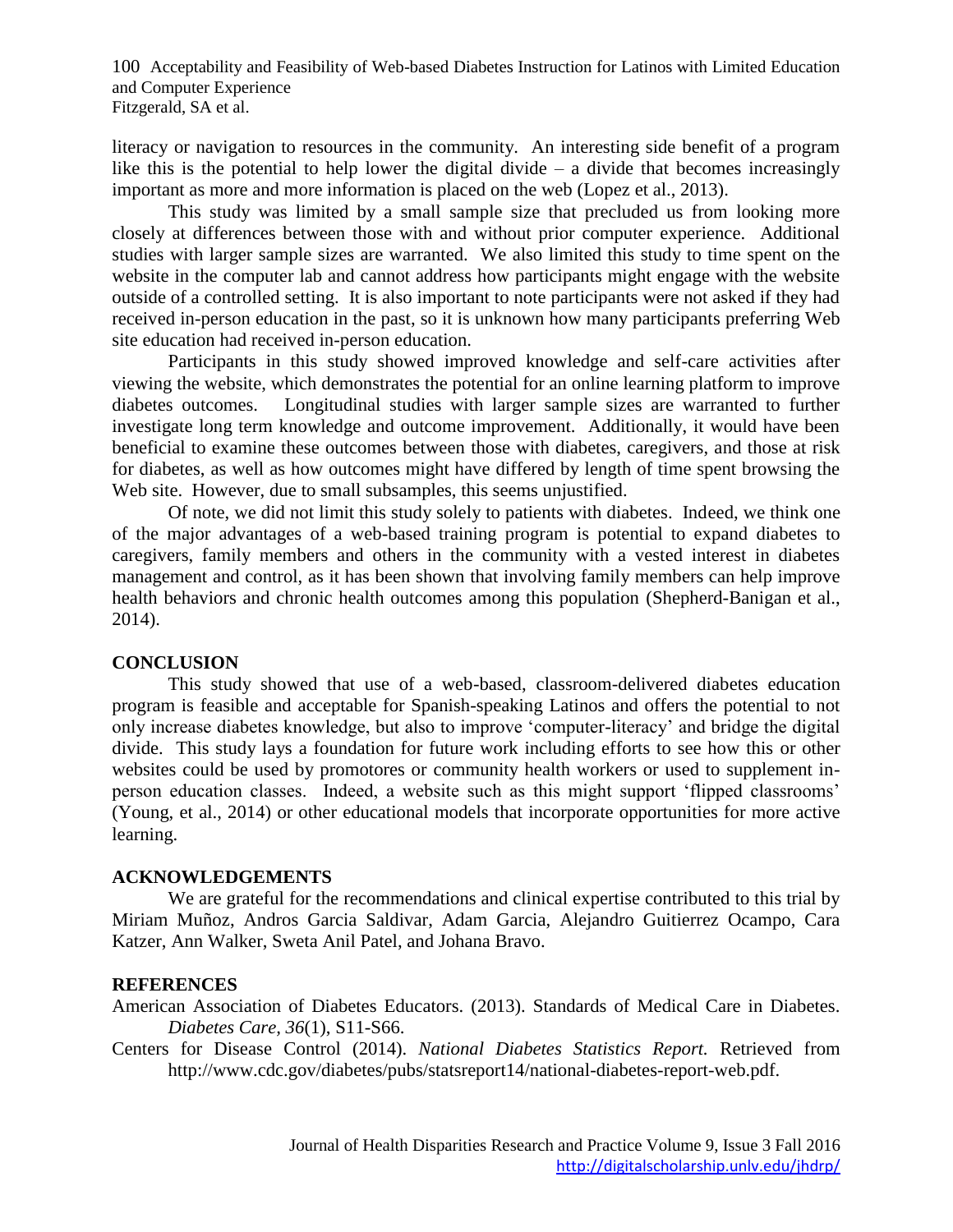literacy or navigation to resources in the community. An interesting side benefit of a program like this is the potential to help lower the digital divide – a divide that becomes increasingly important as more and more information is placed on the web (Lopez et al., 2013).

This study was limited by a small sample size that precluded us from looking more closely at differences between those with and without prior computer experience. Additional studies with larger sample sizes are warranted. We also limited this study to time spent on the website in the computer lab and cannot address how participants might engage with the website outside of a controlled setting. It is also important to note participants were not asked if they had received in-person education in the past, so it is unknown how many participants preferring Web site education had received in-person education.

Participants in this study showed improved knowledge and self-care activities after viewing the website, which demonstrates the potential for an online learning platform to improve diabetes outcomes. Longitudinal studies with larger sample sizes are warranted to further investigate long term knowledge and outcome improvement. Additionally, it would have been beneficial to examine these outcomes between those with diabetes, caregivers, and those at risk for diabetes, as well as how outcomes might have differed by length of time spent browsing the Web site. However, due to small subsamples, this seems unjustified.

Of note, we did not limit this study solely to patients with diabetes. Indeed, we think one of the major advantages of a web-based training program is potential to expand diabetes to caregivers, family members and others in the community with a vested interest in diabetes management and control, as it has been shown that involving family members can help improve health behaviors and chronic health outcomes among this population (Shepherd-Banigan et al., 2014).

## CONCLUSION

This study showed that use of a web-based, classroom-delivered diabetes education program is feasible and acceptable for Spanish-speaking Latinos and offers the potential to not only increase diabetes knowledge, but also to improve 'computer-literacy' and bridge the digital divide. This study lays a foundation for future work including efforts to see how this or other websites could be used by promotores or community health workers or used to supplement in-person education classes. Indeed, a website such as this might support 'flipped classrooms' (Young, et al., 2014) or other educational models that incorporate opportunities for more active learning.

## ACKNOWLEDGEMENTS

We are grateful for the recommendations and clinical expertise contributed to this trial by Miriam Muñoz, Andros Garcia Saldivar, Adam Garcia, Alejandro Guitierrez Ocampo, Cara Katzer, Ann Walker, Sweta Anil Patel, and Johana Bravo.

## REFERENCES

American Association of Diabetes Educators. (2013). Standards of Medical Care in Diabetes. *Diabetes Care*, *36*(1), S11-S66.

Centers for Disease Control (2014). *National Diabetes Statistics Report.* Retrieved from http://www.cdc.gov/diabetes/pubs/statsreport14/national-diabetes-report-web.pdf.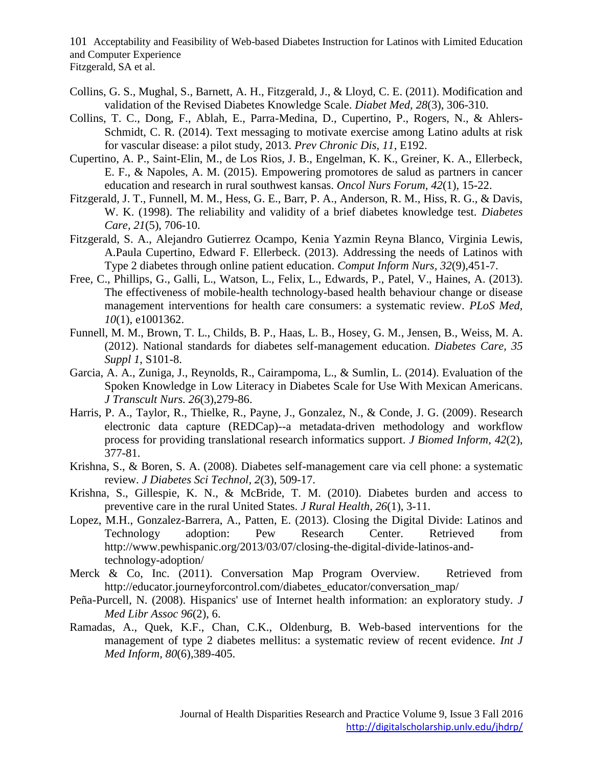Collins, G. S., Mughal, S., Barnett, A. H., Fitzgerald, J., & Lloyd, C. E. (2011). Modification and validation of the Revised Diabetes Knowledge Scale. *Diabet Med, 28*(3), 306-310.

Collins, T. C., Dong, F., Ablah, E., Parra-Medina, D., Cupertino, P., Rogers, N., & Ahlers-Schmidt, C. R. (2014). Text messaging to motivate exercise among Latino adults at risk for vascular disease: a pilot study, 2013. *Prev Chronic Dis, 11*, E192.

Cupertino, A. P., Saint-Elin, M., de Los Rios, J. B., Engelman, K. K., Greiner, K. A., Ellerbeck, E. F., & Napoles, A. M. (2015). Empowering promotores de salud as partners in cancer education and research in rural southwest kansas. *Oncol Nurs Forum, 42*(1), 15-22.

Fitzgerald, J. T., Funnell, M. M., Hess, G. E., Barr, P. A., Anderson, R. M., Hiss, R. G., & Davis, W. K. (1998). The reliability and validity of a brief diabetes knowledge test. *Diabetes Care, 21*(5), 706-10.

Fitzgerald, S. A., Alejandro Gutierrez Ocampo, Kenia Yazmin Reyna Blanco, Virginia Lewis, A.Paula Cupertino, Edward F. Ellerbeck. (2013). Addressing the needs of Latinos with Type 2 diabetes through online patient education. *Comput Inform Nurs, 32*(9),451-7.

Free, C., Phillips, G., Galli, L., Watson, L., Felix, L., Edwards, P., Patel, V., Haines, A. (2013). The effectiveness of mobile-health technology-based health behaviour change or disease management interventions for health care consumers: a systematic review. *PLoS Med, 10*(1), e1001362.

Funnell, M. M., Brown, T. L., Childs, B. P., Haas, L. B., Hosey, G. M., Jensen, B., Weiss, M. A. (2012). National standards for diabetes self-management education. *Diabetes Care, 35 Suppl 1*, S101-8.

Garcia, A. A., Zuniga, J., Reynolds, R., Cairampoma, L., & Sumlin, L. (2014). Evaluation of the Spoken Knowledge in Low Literacy in Diabetes Scale for Use With Mexican Americans. *J Transcult Nurs. 26*(3),279-86.

Harris, P. A., Taylor, R., Thielke, R., Payne, J., Gonzalez, N., & Conde, J. G. (2009). Research electronic data capture (REDCap)--a metadata-driven methodology and workflow process for providing translational research informatics support. *J Biomed Inform, 42*(2), 377-81.

Krishna, S., & Boren, S. A. (2008). Diabetes self-management care via cell phone: a systematic review. *J Diabetes Sci Technol, 2*(3), 509-17.

Krishna, S., Gillespie, K. N., & McBride, T. M. (2010). Diabetes burden and access to preventive care in the rural United States. *J Rural Health, 26*(1), 3-11.

Lopez, M.H., Gonzalez-Barrera, A., Patten, E. (2013). Closing the Digital Divide: Latinos and Technology adoption: Pew Research Center. Retrieved from http://www.pewhispanic.org/2013/03/07/closing-the-digital-divide-latinos-and-technology-adoption/

Merck & Co, Inc. (2011). Conversation Map Program Overview. Retrieved from http://educator.journeyforcontrol.com/diabetes_educator/conversation_map/

Peña-Purcell, N. (2008). Hispanics' use of Internet health information: an exploratory study. *J Med Libr Assoc 96*(2), 6.

Ramadas, A., Quek, K.F., Chan, C.K., Oldenburg, B. Web-based interventions for the management of type 2 diabetes mellitus: a systematic review of recent evidence. *Int J Med Inform, 80*(6),389-405.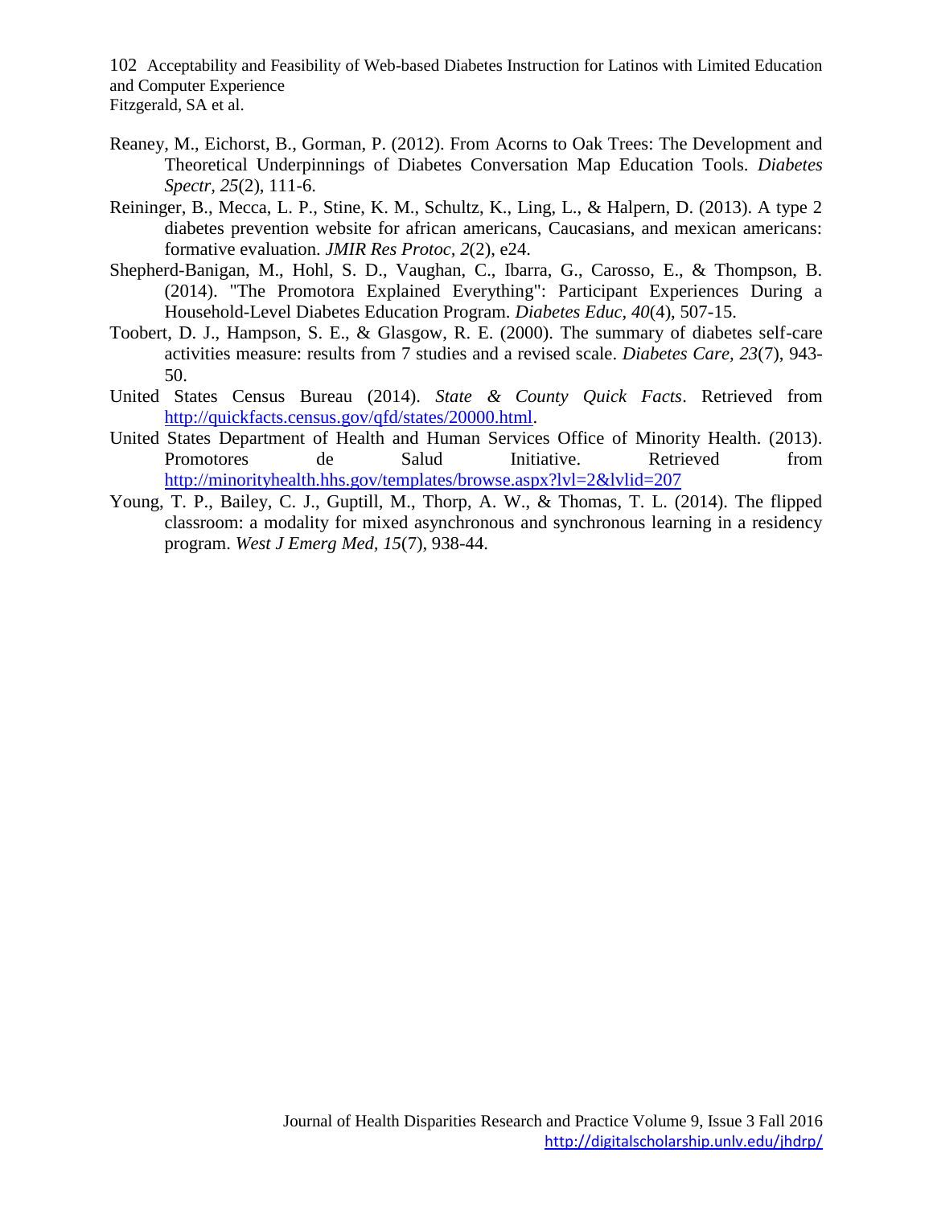Reaney, M., Eichorst, B., Gorman, P. (2012). From Acorns to Oak Trees: The Development and Theoretical Underpinnings of Diabetes Conversation Map Education Tools. *Diabetes Spectr, 25*(2), 111-6.

Reininger, B., Mecca, L. P., Stine, K. M., Schultz, K., Ling, L., & Halpern, D. (2013). A type 2 diabetes prevention website for african americans, Caucasians, and mexican americans: formative evaluation. *JMIR Res Protoc, 2*(2), e24.

Shepherd-Banigan, M., Hohl, S. D., Vaughan, C., Ibarra, G., Carosso, E., & Thompson, B. (2014). "The Promotora Explained Everything": Participant Experiences During a Household-Level Diabetes Education Program. *Diabetes Educ, 40*(4), 507-15.

Toobert, D. J., Hampson, S. E., & Glasgow, R. E. (2000). The summary of diabetes self-care activities measure: results from 7 studies and a revised scale. *Diabetes Care, 23*(7), 943-50.

United States Census Bureau (2014). *State & County Quick Facts*. Retrieved from http://quickfacts.census.gov/qfd/states/20000.html.

United States Department of Health and Human Services Office of Minority Health. (2013). Promotores de Salud Initiative. Retrieved from http://minorityhealth.hhs.gov/templates/browse.aspx?lvl=2&lvlid=207

Young, T. P., Bailey, C. J., Guptill, M., Thorp, A. W., & Thomas, T. L. (2014). The flipped classroom: a modality for mixed asynchronous and synchronous learning in a residency program. *West J Emerg Med, 15*(7), 938-44.